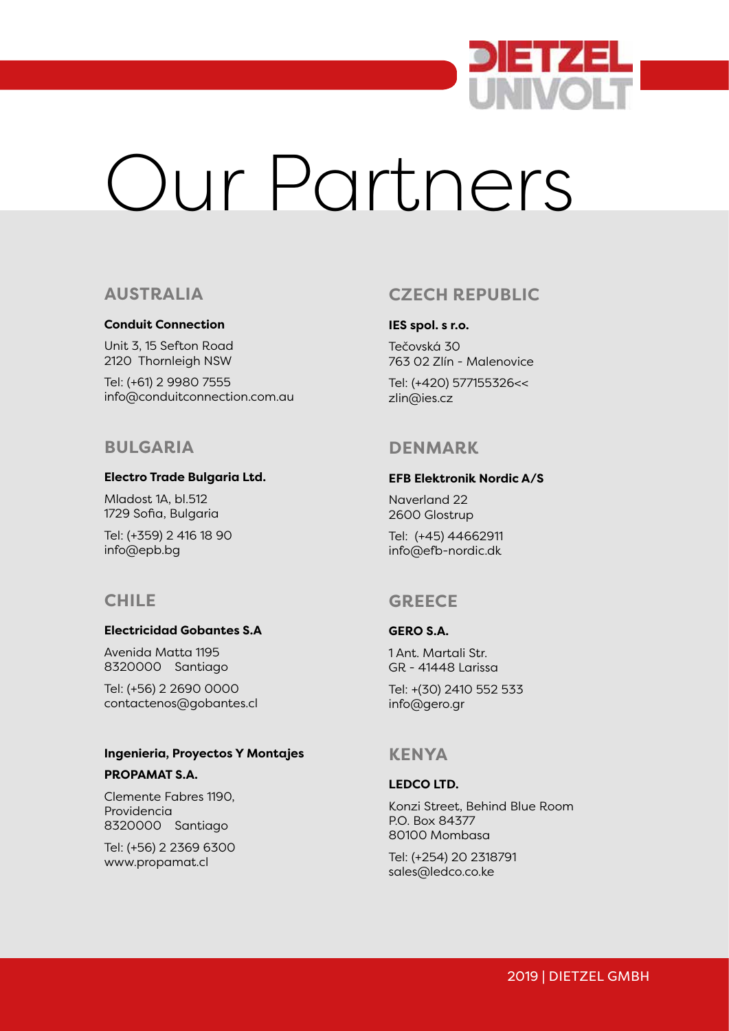# Our Partners

## AUSTRALIA

**Conduit Connection**

Unit 3, 15 Sefton Road
2120 Thornleigh NSW

Tel: (+61) 2 9980 7555
info@conduitconnection.com.au

## BULGARIA

**Electro Trade Bulgaria Ltd.**

Mladost 1A, bl.512
1729 Sofia, Bulgaria

Tel: (+359) 2 416 18 90
info@epb.bg

## CHILE

**Electricidad Gobantes S.A**

Avenida Matta 1195
8320000 Santiago

Tel: (+56) 2 2690 0000
contactenos@gobantes.cl

**Ingenieria, Proyectos Y Montajes**

**PROPAMAT S.A.**

Clemente Fabres 1190,
Providencia
8320000 Santiago

Tel: (+56) 2 2369 6300
www.propamat.cl

## CZECH REPUBLIC

**IES spol. s r.o.**

Tečovská 30
763 02 Zlín - Malenovice

Tel: (+420) 577155326<<
zlin@ies.cz

## DENMARK

**EFB Elektronik Nordic A/S**

Naverland 22
2600 Glostrup

Tel: (+45) 44662911
info@efb-nordic.dk

## GREECE

**GERO S.A.**

1 Ant. Martali Str.
GR - 41448 Larissa

Tel: +(30) 2410 552 533
info@gero.gr

## KENYA

**LEDCO LTD.**

Konzi Street, Behind Blue Room
P.O. Box 84377
80100 Mombasa

Tel: (+254) 20 2318791
sales@ledco.co.ke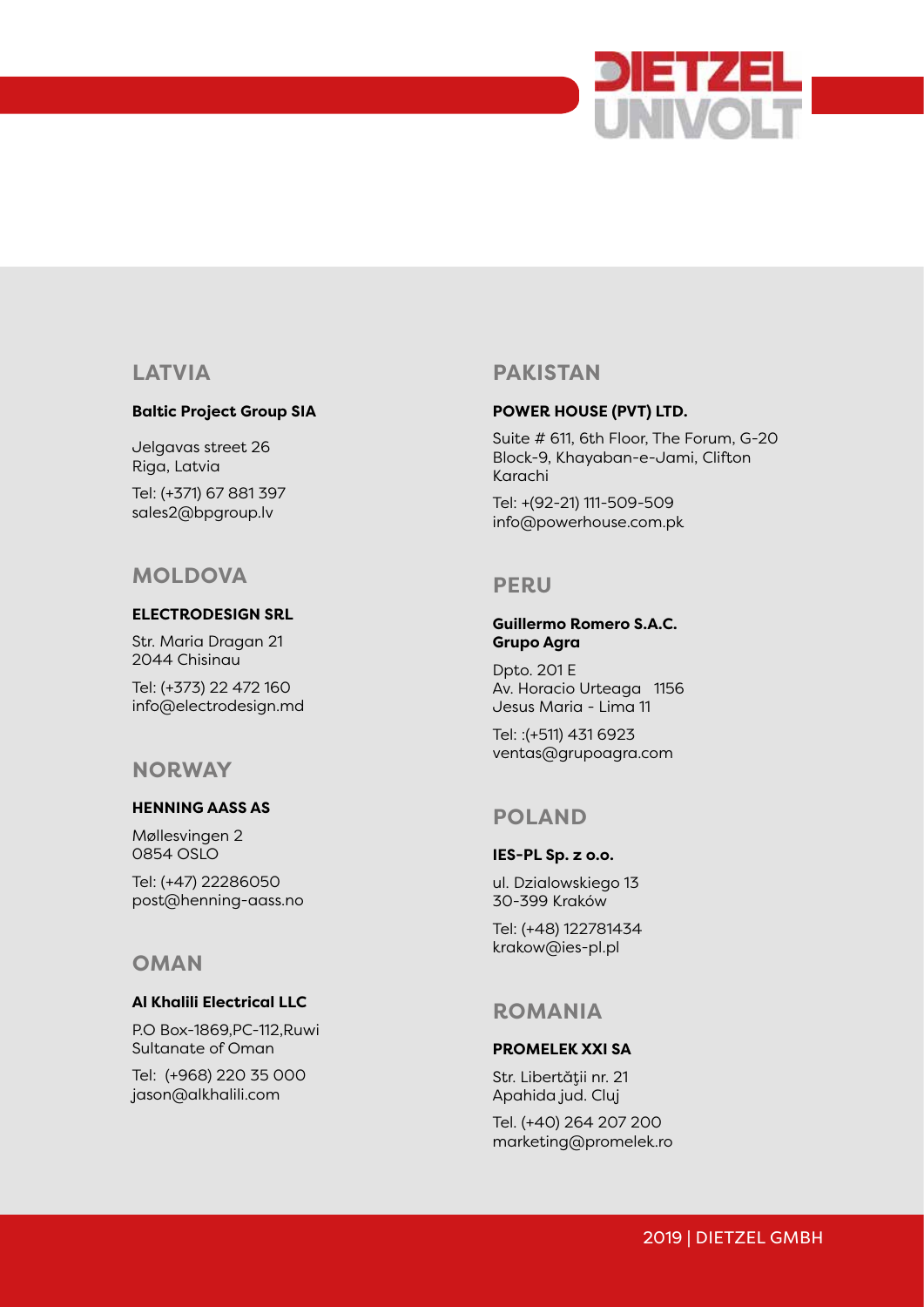## LATVIA

**Baltic Project Group SIA**

Jelgavas street 26
Riga, Latvia

Tel: (+371) 67 881 397
sales2@bpgroup.lv

## MOLDOVA

**ELECTRODESIGN SRL**

Str. Maria Dragan 21
2044 Chisinau

Tel: (+373) 22 472 160
info@electrodesign.md

## NORWAY

**HENNING AASS AS**

Møllesvingen 2
0854 OSLO

Tel: (+47) 22286050
post@henning-aass.no

## OMAN

**Al Khalili Electrical LLC**

P.O Box-1869,PC-112,Ruwi
Sultanate of Oman

Tel: (+968) 220 35 000
jason@alkhalili.com

## PAKISTAN

**POWER HOUSE (PVT) LTD.**

Suite # 611, 6th Floor, The Forum, G-20
Block-9, Khayaban-e-Jami, Clifton
Karachi

Tel: +(92-21) 111-509-509
info@powerhouse.com.pk

## PERU

**Guillermo Romero S.A.C.**
**Grupo Agra**

Dpto. 201 E
Av. Horacio Urteaga 1156
Jesus Maria - Lima 11

Tel: :(+511) 431 6923
ventas@grupoagra.com

## POLAND

**IES-PL Sp. z o.o.**

ul. Dzialowskiego 13
30-399 Kraków

Tel: (+48) 122781434
krakow@ies-pl.pl

## ROMANIA

**PROMELEK XXI SA**

Str. Libertăţii nr. 21
Apahida jud. Cluj

Tel. (+40) 264 207 200
marketing@promelek.ro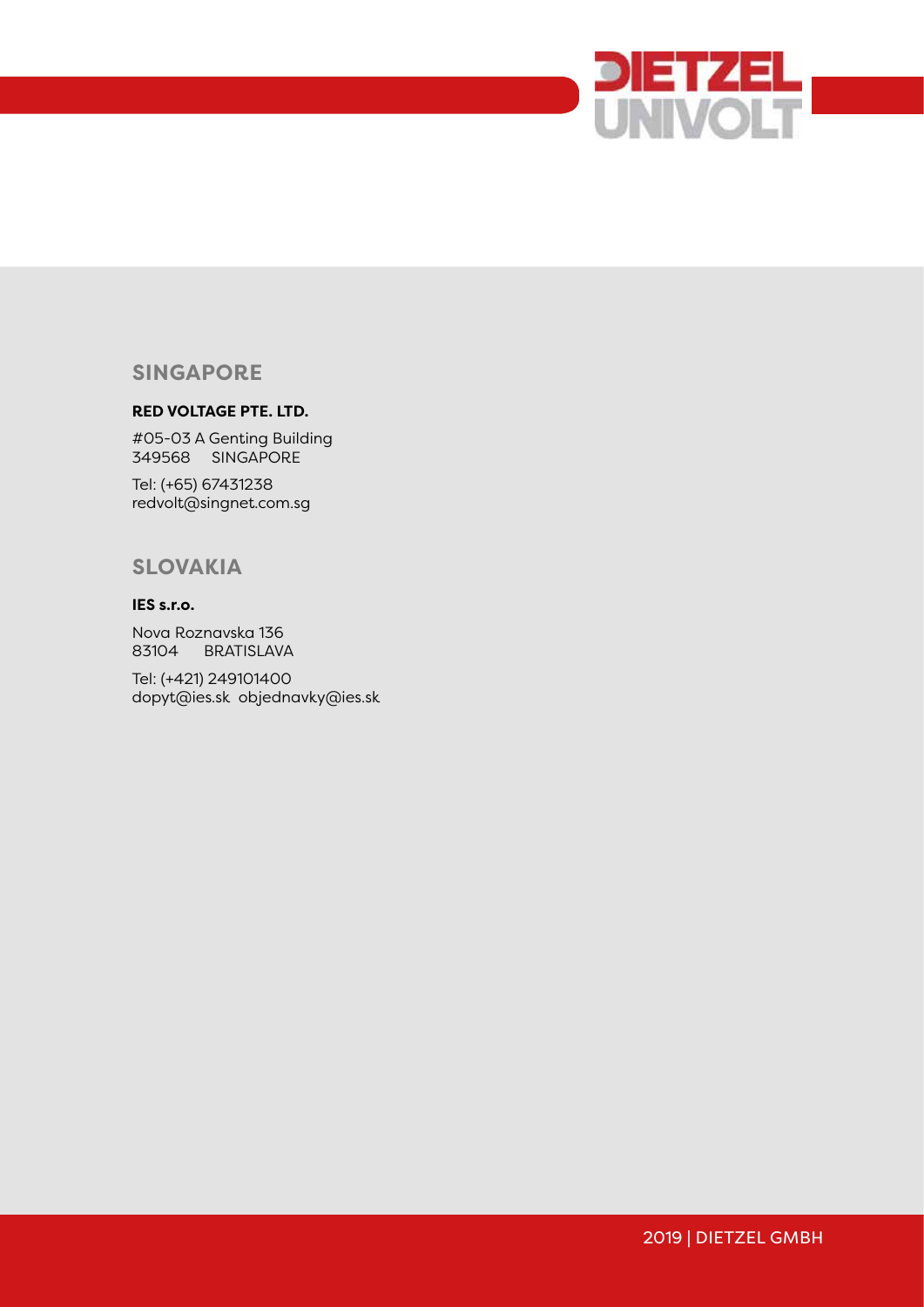## SINGAPORE

**RED VOLTAGE PTE. LTD.**

#05-03 A Genting Building
349568 SINGAPORE

Tel: (+65) 67431238
redvolt@singnet.com.sg

## SLOVAKIA

**IES s.r.o.**

Nova Roznavska 136
83104 BRATISLAVA

Tel: (+421) 249101400
dopyt@ies.sk objednavky@ies.sk